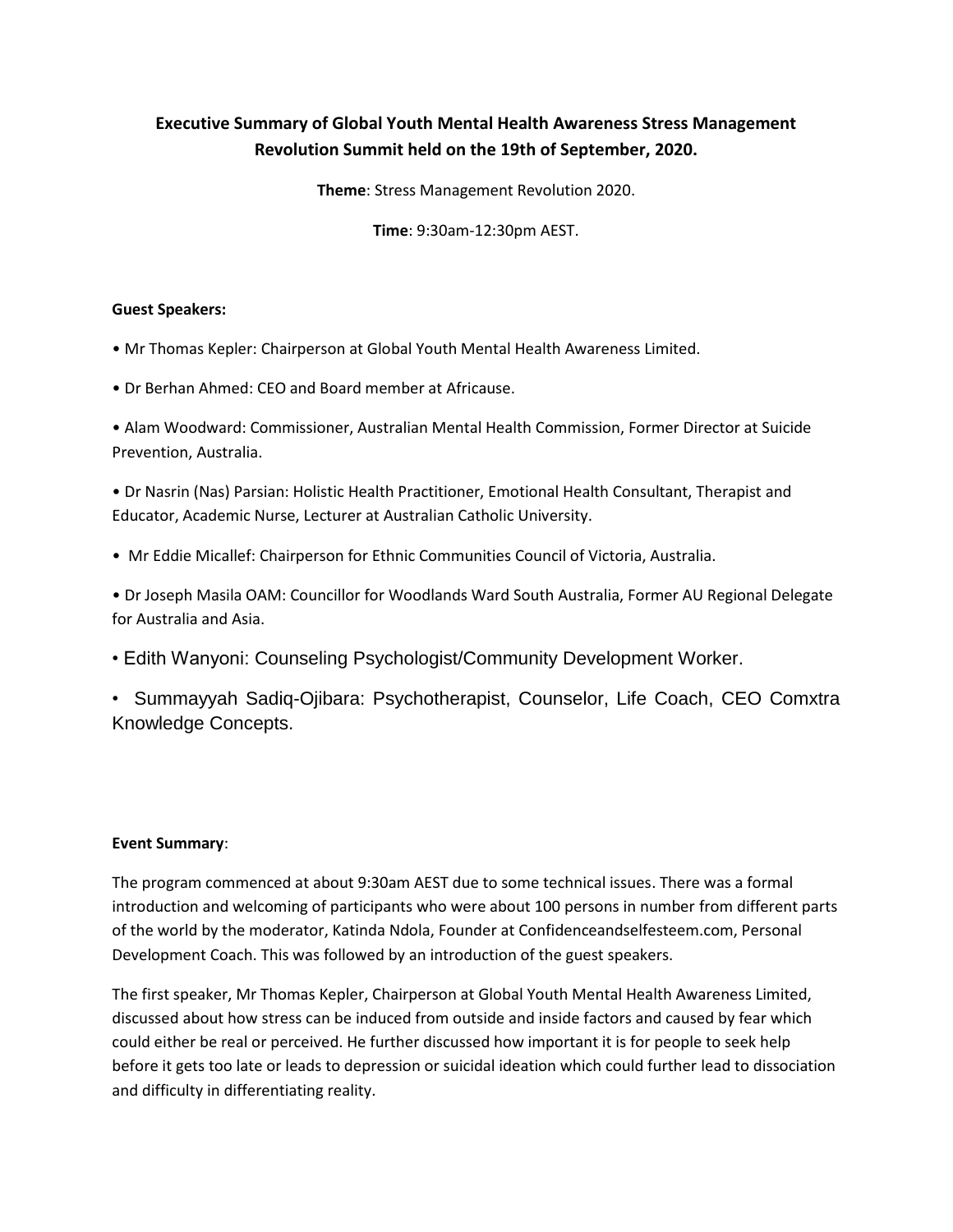# Executive Summary of Global Youth Mental Health Awareness Stress Management Revolution Summit held on the 19th of September, 2020.

**Theme**: Stress Management Revolution 2020.

**Time**: 9:30am-12:30pm AEST.

**Guest Speakers:**

- Mr Thomas Kepler: Chairperson at Global Youth Mental Health Awareness Limited.
- Dr Berhan Ahmed: CEO and Board member at Africause.
- Alam Woodward: Commissioner, Australian Mental Health Commission, Former Director at Suicide Prevention, Australia.
- Dr Nasrin (Nas) Parsian: Holistic Health Practitioner, Emotional Health Consultant, Therapist and Educator, Academic Nurse, Lecturer at Australian Catholic University.
- Mr Eddie Micallef: Chairperson for Ethnic Communities Council of Victoria, Australia.
- Dr Joseph Masila OAM: Councillor for Woodlands Ward South Australia, Former AU Regional Delegate for Australia and Asia.
- Edith Wanyoni: Counseling Psychologist/Community Development Worker.
- Summayyah Sadiq-Ojibara: Psychotherapist, Counselor, Life Coach, CEO Comxtra Knowledge Concepts.

**Event Summary**:

The program commenced at about 9:30am AEST due to some technical issues. There was a formal introduction and welcoming of participants who were about 100 persons in number from different parts of the world by the moderator, Katinda Ndola, Founder at Confidenceandselfesteem.com, Personal Development Coach. This was followed by an introduction of the guest speakers.

The first speaker, Mr Thomas Kepler, Chairperson at Global Youth Mental Health Awareness Limited, discussed about how stress can be induced from outside and inside factors and caused by fear which could either be real or perceived. He further discussed how important it is for people to seek help before it gets too late or leads to depression or suicidal ideation which could further lead to dissociation and difficulty in differentiating reality.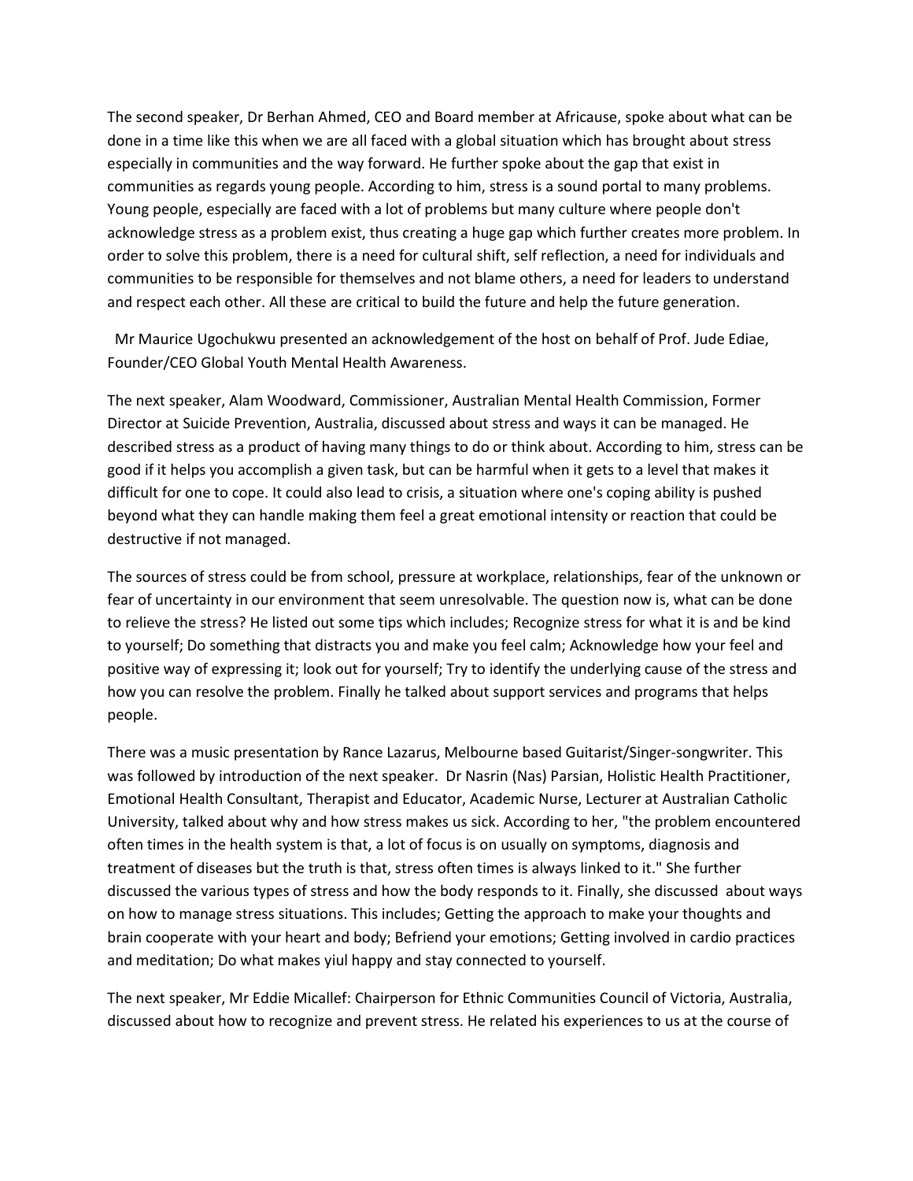The second speaker, Dr Berhan Ahmed, CEO and Board member at Africause, spoke about what can be done in a time like this when we are all faced with a global situation which has brought about stress especially in communities and the way forward. He further spoke about the gap that exist in communities as regards young people. According to him, stress is a sound portal to many problems. Young people, especially are faced with a lot of problems but many culture where people don't acknowledge stress as a problem exist, thus creating a huge gap which further creates more problem. In order to solve this problem, there is a need for cultural shift, self reflection, a need for individuals and communities to be responsible for themselves and not blame others, a need for leaders to understand and respect each other. All these are critical to build the future and help the future generation.

Mr Maurice Ugochukwu presented an acknowledgement of the host on behalf of Prof. Jude Ediae, Founder/CEO Global Youth Mental Health Awareness.

The next speaker, Alam Woodward, Commissioner, Australian Mental Health Commission, Former Director at Suicide Prevention, Australia, discussed about stress and ways it can be managed. He described stress as a product of having many things to do or think about. According to him, stress can be good if it helps you accomplish a given task, but can be harmful when it gets to a level that makes it difficult for one to cope. It could also lead to crisis, a situation where one's coping ability is pushed beyond what they can handle making them feel a great emotional intensity or reaction that could be destructive if not managed.

The sources of stress could be from school, pressure at workplace, relationships, fear of the unknown or fear of uncertainty in our environment that seem unresolvable. The question now is, what can be done to relieve the stress? He listed out some tips which includes; Recognize stress for what it is and be kind to yourself; Do something that distracts you and make you feel calm; Acknowledge how your feel and positive way of expressing it; look out for yourself; Try to identify the underlying cause of the stress and how you can resolve the problem. Finally he talked about support services and programs that helps people.

There was a music presentation by Rance Lazarus, Melbourne based Guitarist/Singer-songwriter. This was followed by introduction of the next speaker. Dr Nasrin (Nas) Parsian, Holistic Health Practitioner, Emotional Health Consultant, Therapist and Educator, Academic Nurse, Lecturer at Australian Catholic University, talked about why and how stress makes us sick. According to her, "the problem encountered often times in the health system is that, a lot of focus is on usually on symptoms, diagnosis and treatment of diseases but the truth is that, stress often times is always linked to it." She further discussed the various types of stress and how the body responds to it. Finally, she discussed about ways on how to manage stress situations. This includes; Getting the approach to make your thoughts and brain cooperate with your heart and body; Befriend your emotions; Getting involved in cardio practices and meditation; Do what makes yiul happy and stay connected to yourself.

The next speaker, Mr Eddie Micallef: Chairperson for Ethnic Communities Council of Victoria, Australia, discussed about how to recognize and prevent stress. He related his experiences to us at the course of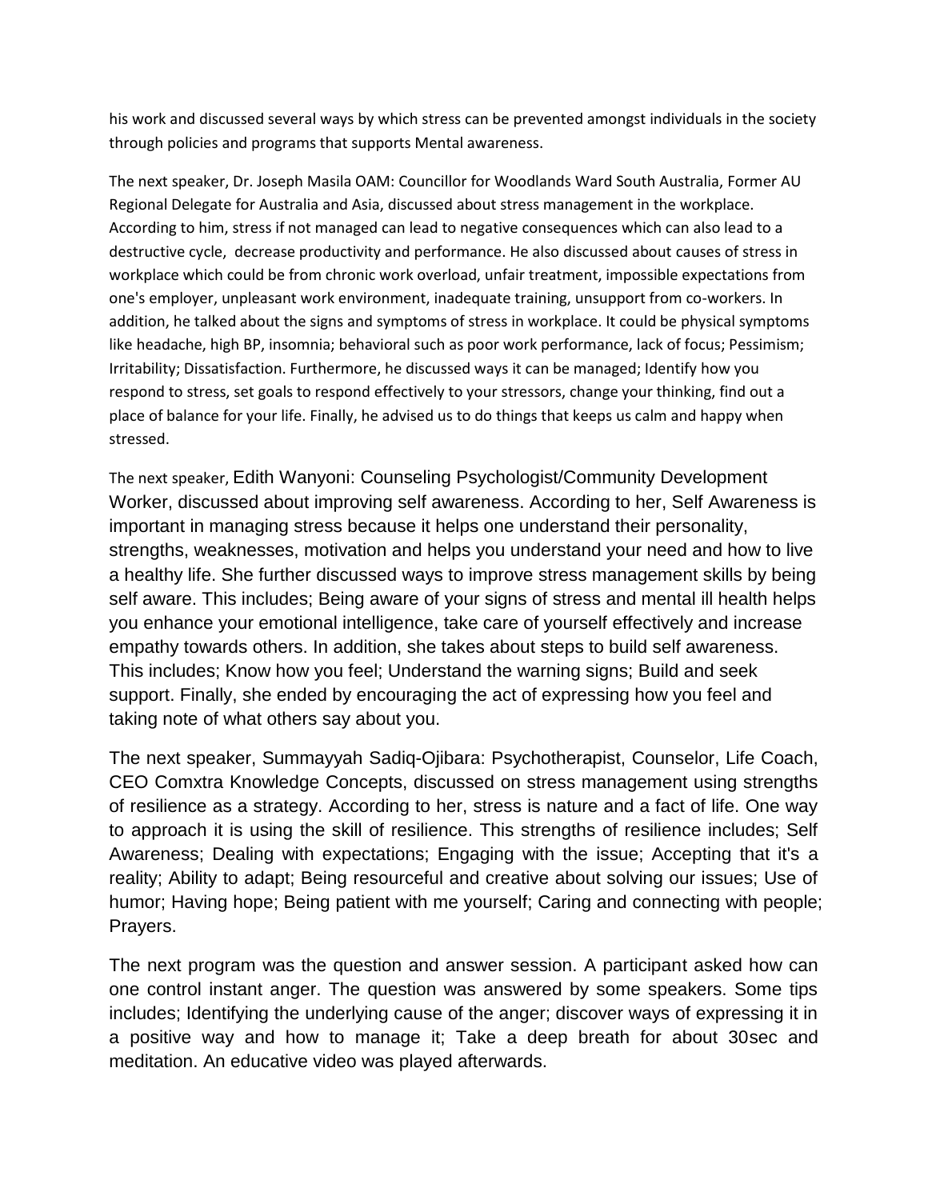his work and discussed several ways by which stress can be prevented amongst individuals in the society through policies and programs that supports Mental awareness.

The next speaker, Dr. Joseph Masila OAM: Councillor for Woodlands Ward South Australia, Former AU Regional Delegate for Australia and Asia, discussed about stress management in the workplace. According to him, stress if not managed can lead to negative consequences which can also lead to a destructive cycle, decrease productivity and performance. He also discussed about causes of stress in workplace which could be from chronic work overload, unfair treatment, impossible expectations from one's employer, unpleasant work environment, inadequate training, unsupport from co-workers. In addition, he talked about the signs and symptoms of stress in workplace. It could be physical symptoms like headache, high BP, insomnia; behavioral such as poor work performance, lack of focus; Pessimism; Irritability; Dissatisfaction. Furthermore, he discussed ways it can be managed; Identify how you respond to stress, set goals to respond effectively to your stressors, change your thinking, find out a place of balance for your life. Finally, he advised us to do things that keeps us calm and happy when stressed.

The next speaker, Edith Wanyoni: Counseling Psychologist/Community Development Worker, discussed about improving self awareness. According to her, Self Awareness is important in managing stress because it helps one understand their personality, strengths, weaknesses, motivation and helps you understand your need and how to live a healthy life. She further discussed ways to improve stress management skills by being self aware. This includes; Being aware of your signs of stress and mental ill health helps you enhance your emotional intelligence, take care of yourself effectively and increase empathy towards others. In addition, she takes about steps to build self awareness. This includes; Know how you feel; Understand the warning signs; Build and seek support. Finally, she ended by encouraging the act of expressing how you feel and taking note of what others say about you.

The next speaker, Summayyah Sadiq-Ojibara: Psychotherapist, Counselor, Life Coach, CEO Comxtra Knowledge Concepts, discussed on stress management using strengths of resilience as a strategy. According to her, stress is nature and a fact of life. One way to approach it is using the skill of resilience. This strengths of resilience includes; Self Awareness; Dealing with expectations; Engaging with the issue; Accepting that it's a reality; Ability to adapt; Being resourceful and creative about solving our issues; Use of humor; Having hope; Being patient with me yourself; Caring and connecting with people; Prayers.

The next program was the question and answer session. A participant asked how can one control instant anger. The question was answered by some speakers. Some tips includes; Identifying the underlying cause of the anger; discover ways of expressing it in a positive way and how to manage it; Take a deep breath for about 30sec and meditation. An educative video was played afterwards.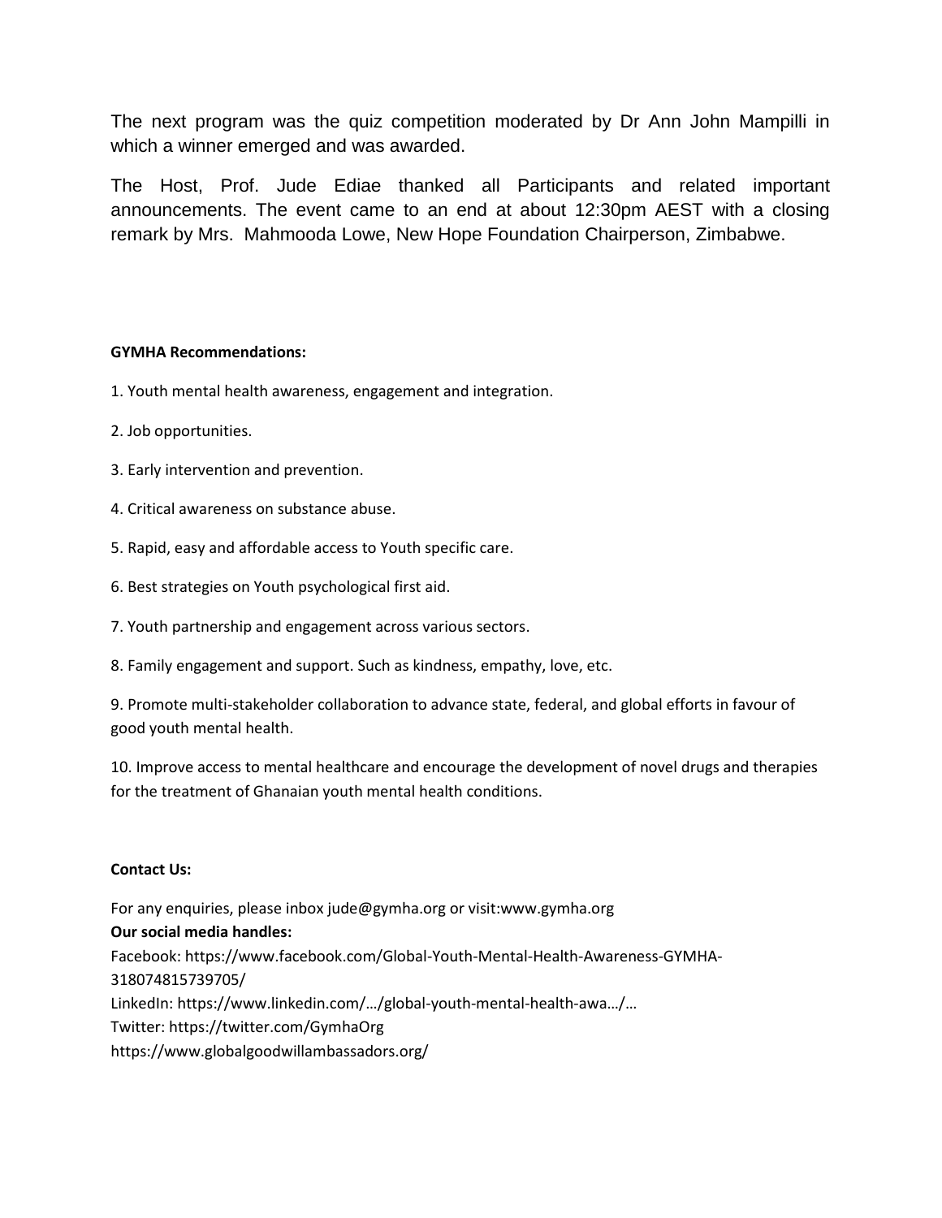The next program was the quiz competition moderated by Dr Ann John Mampilli in which a winner emerged and was awarded.

The Host, Prof. Jude Ediae thanked all Participants and related important announcements. The event came to an end at about 12:30pm AEST with a closing remark by Mrs. Mahmooda Lowe, New Hope Foundation Chairperson, Zimbabwe.

**GYMHA Recommendations:**

1. Youth mental health awareness, engagement and integration.

2. Job opportunities.

3. Early intervention and prevention.

4. Critical awareness on substance abuse.

5. Rapid, easy and affordable access to Youth specific care.

6. Best strategies on Youth psychological first aid.

7. Youth partnership and engagement across various sectors.

8. Family engagement and support. Such as kindness, empathy, love, etc.

9. Promote multi-stakeholder collaboration to advance state, federal, and global efforts in favour of good youth mental health.

10. Improve access to mental healthcare and encourage the development of novel drugs and therapies for the treatment of Ghanaian youth mental health conditions.

**Contact Us:**

For any enquiries, please inbox jude@gymha.org or visit:www.gymha.org

**Our social media handles:**

Facebook: https://www.facebook.com/Global-Youth-Mental-Health-Awareness-GYMHA-318074815739705/

LinkedIn: https://www.linkedin.com/…/global-youth-mental-health-awa…/…

Twitter: https://twitter.com/GymhaOrg

https://www.globalgoodwillambassadors.org/